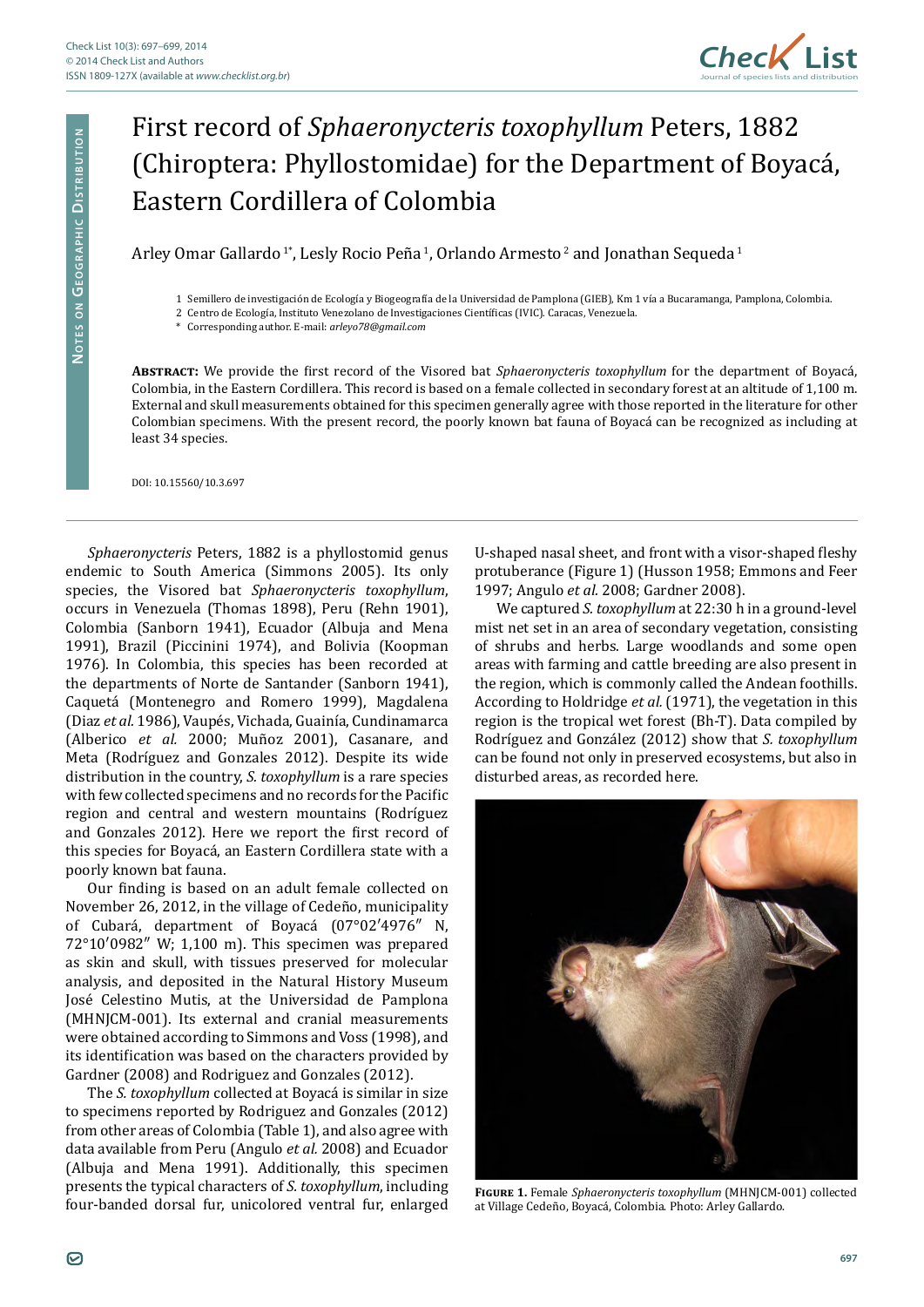# First record of *Sphaeronycteris toxophyllum* Peters, 1882 (Chiroptera: Phyllostomidae) for the Department of Boyacá, Eastern Cordillera of Colombia

Arley Omar Gallardo [1*], Lesly Rocio Peña [1], Orlando Armesto [2] and Jonathan Sequeda [1]

1 Semillero de investigación de Ecología y Biogeografía de la Universidad de Pamplona (GIEB), Km 1 vía a Bucaramanga, Pamplona, Colombia.
2 Centro de Ecología, Instituto Venezolano de Investigaciones Científicas (IVIC). Caracas, Venezuela.
\* Corresponding author. E-mail: *arleyo78@gmail.com*

**Abstract:** We provide the first record of the Visored bat *Sphaeronycteris toxophyllum* for the department of Boyacá, Colombia, in the Eastern Cordillera. This record is based on a female collected in secondary forest at an altitude of 1,100 m. External and skull measurements obtained for this specimen generally agree with those reported in the literature for other Colombian specimens. With the present record, the poorly known bat fauna of Boyacá can be recognized as including at least 34 species.

DOI: 10.15560/10.3.697

*Sphaeronycteris* Peters, 1882 is a phyllostomid genus endemic to South America (Simmons 2005). Its only species, the Visored bat *Sphaeronycteris toxophyllum*, occurs in Venezuela (Thomas 1898), Peru (Rehn 1901), Colombia (Sanborn 1941), Ecuador (Albuja and Mena 1991), Brazil (Piccinini 1974), and Bolivia (Koopman 1976). In Colombia, this species has been recorded at the departments of Norte de Santander (Sanborn 1941), Caquetá (Montenegro and Romero 1999), Magdalena (Diaz *et al.* 1986), Vaupés, Vichada, Guainía, Cundinamarca (Alberico *et al.* 2000; Muñoz 2001), Casanare, and Meta (Rodríguez and Gonzales 2012). Despite its wide distribution in the country, *S. toxophyllum* is a rare species with few collected specimens and no records for the Pacific region and central and western mountains (Rodríguez and Gonzales 2012). Here we report the first record of this species for Boyacá, an Eastern Cordillera state with a poorly known bat fauna.

Our finding is based on an adult female collected on November 26, 2012, in the village of Cedeño, municipality of Cubará, department of Boyacá (07°02′4976″ N, 72°10′0982″ W; 1,100 m). This specimen was prepared as skin and skull, with tissues preserved for molecular analysis, and deposited in the Natural History Museum José Celestino Mutis, at the Universidad de Pamplona (MHNJCM-001). Its external and cranial measurements were obtained according to Simmons and Voss (1998), and its identification was based on the characters provided by Gardner (2008) and Rodriguez and Gonzales (2012).

The *S. toxophyllum* collected at Boyacá is similar in size to specimens reported by Rodriguez and Gonzales (2012) from other areas of Colombia (Table 1), and also agree with data available from Peru (Angulo *et al.* 2008) and Ecuador (Albuja and Mena 1991). Additionally, this specimen presents the typical characters of *S. toxophyllum*, including four-banded dorsal fur, unicolored ventral fur, enlarged U-shaped nasal sheet, and front with a visor-shaped fleshy protuberance (Figure 1) (Husson 1958; Emmons and Feer 1997; Gardner 2008).

We captured *S. toxophyllum* at 22:30 h in a ground-level mist net set in an area of secondary vegetation, consisting of shrubs and herbs. Large woodlands and some open areas with farming and cattle breeding are also present in the region, which is commonly called the Andean foothills. According to Holdridge *et al.* (1971), the vegetation in this region is the tropical wet forest (Bh-T). Data compiled by Rodríguez and González (2012) show that *S. toxophyllum* can be found not only in preserved ecosystems, but also in disturbed areas, as recorded here.

**Figure 1.** Female *Sphaeronycteris toxophyllum* (MHNJCM-001) collected at Village Cedeño, Boyacá, Colombia. Photo: Arley Gallardo.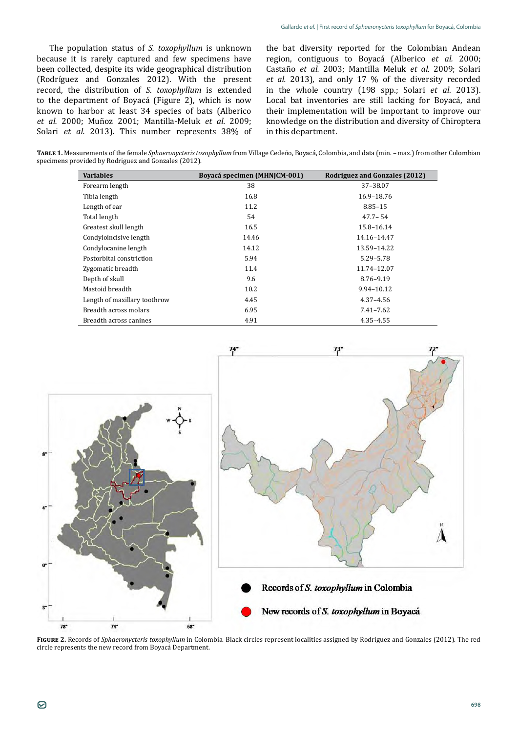The population status of *S. toxophyllum* is unknown because it is rarely captured and few specimens have been collected, despite its wide geographical distribution (Rodríguez and Gonzales 2012). With the present record, the distribution of *S. toxophyllum* is extended to the department of Boyacá (Figure 2), which is now known to harbor at least 34 species of bats (Alberico *et al.* 2000; Muñoz 2001; Mantilla-Meluk *et al.* 2009; Solari *et al.* 2013). This number represents 38% of the bat diversity reported for the Colombian Andean region, contiguous to Boyacá (Alberico *et al.* 2000; Castaño *et al.* 2003; Mantilla Meluk *et al.* 2009; Solari *et al.* 2013), and only 17 % of the diversity recorded in the whole country (198 spp.; Solari *et al.* 2013). Local bat inventories are still lacking for Boyacá, and their implementation will be important to improve our knowledge on the distribution and diversity of Chiroptera in this department.

**Table 1.** Measurements of the female *Sphaeronycteris toxophyllum* from Village Cedeño, Boyacá, Colombia, and data (min. – max.) from other Colombian specimens provided by Rodriguez and Gonzales (2012).

| Variables | Boyacá specimen (MHNJCM-001) | Rodriguez and Gonzales (2012) |
|---|---|---|
| Forearm length | 38 | 37–38.07 |
| Tibia length | 16.8 | 16.9–18.76 |
| Length of ear | 11.2 | 8.85–15 |
| Total length | 54 | 47.7– 54 |
| Greatest skull length | 16.5 | 15.8–16.14 |
| Condyloincisive length | 14.46 | 14.16–14.47 |
| Condylocanine length | 14.12 | 13.59–14.22 |
| Postorbital constriction | 5.94 | 5.29–5.78 |
| Zygomatic breadth | 11.4 | 11.74–12.07 |
| Depth of skull | 9.6 | 8.76–9.19 |
| Mastoid breadth | 10.2 | 9.94–10.12 |
| Length of maxillary toothrow | 4.45 | 4.37–4.56 |
| Breadth across molars | 6.95 | 7.41–7.62 |
| Breadth across canines | 4.91 | 4.35–4.55 |

**Figure 2.** Records of *Sphaeronycteris toxophyllum* in Colombia. Black circles represent localities assigned by Rodríguez and Gonzales (2012). The red circle represents the new record from Boyacá Department.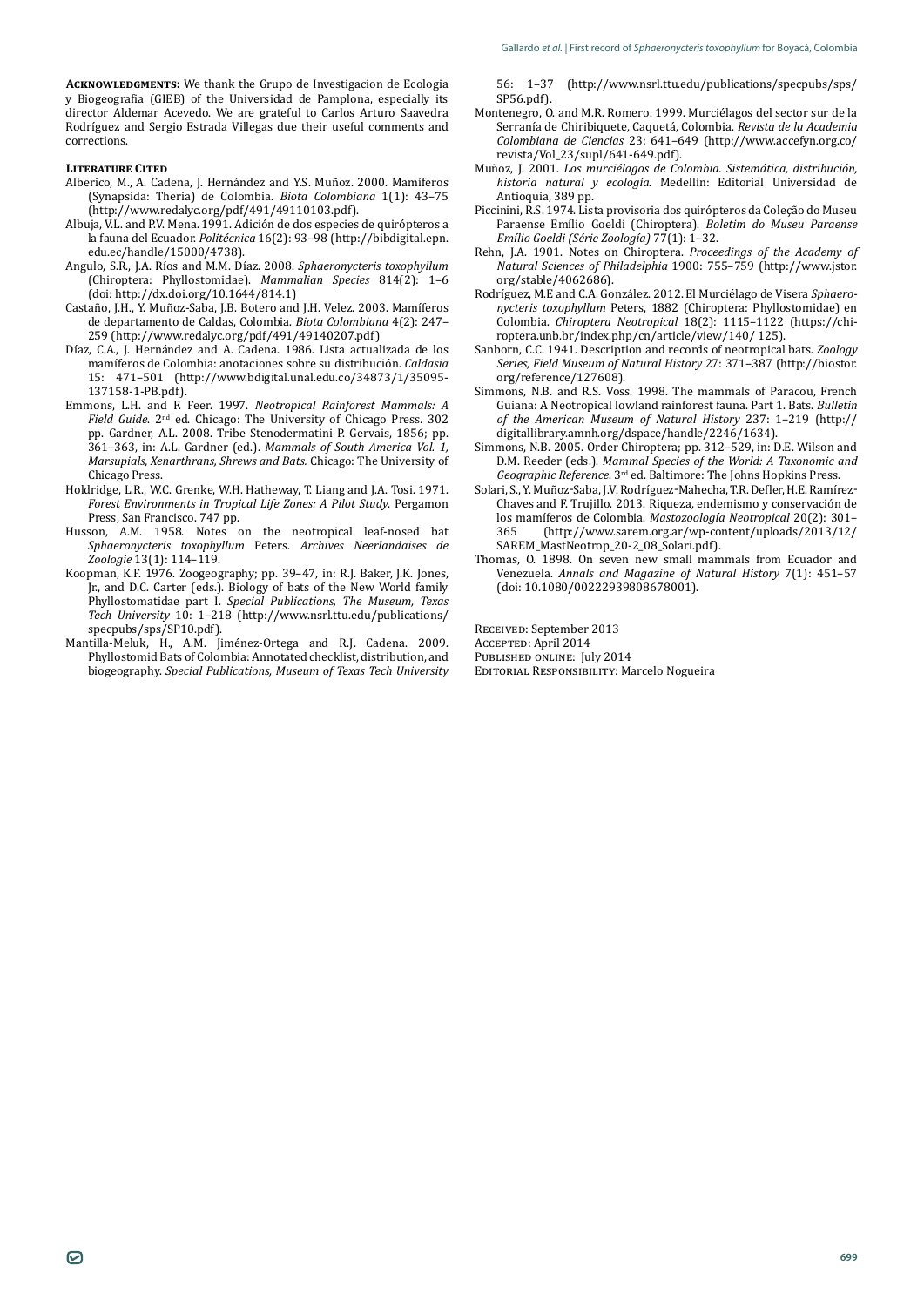**Acknowledgments:** We thank the Grupo de Investigacion de Ecologia y Biogeografia (GIEB) of the Universidad de Pamplona, especially its director Aldemar Acevedo. We are grateful to Carlos Arturo Saavedra Rodríguez and Sergio Estrada Villegas due their useful comments and corrections.

## Literature Cited

Alberico, M., A. Cadena, J. Hernández and Y.S. Muñoz. 2000. Mamíferos (Synapsida: Theria) de Colombia. *Biota Colombiana* 1(1): 43–75 (http://www.redalyc.org/pdf/491/49110103.pdf).

Albuja, V.L. and P.V. Mena. 1991. Adición de dos especies de quirópteros a la fauna del Ecuador. *Politécnica* 16(2): 93–98 (http://bibdigital.epn.edu.ec/handle/15000/4738).

Angulo, S.R., J.A. Ríos and M.M. Díaz. 2008. *Sphaeronycteris toxophyllum* (Chiroptera: Phyllostomidae). *Mammalian Species* 814(2): 1–6 (doi: http://dx.doi.org/10.1644/814.1)

Castaño, J.H., Y. Muñoz-Saba, J.B. Botero and J.H. Velez. 2003. Mamíferos de departamento de Caldas, Colombia. *Biota Colombiana* 4(2): 247–259 (http://www.redalyc.org/pdf/491/49140207.pdf)

Díaz, C.A., J. Hernández and A. Cadena. 1986. Lista actualizada de los mamíferos de Colombia: anotaciones sobre su distribución. *Caldasia* 15: 471–501 (http://www.bdigital.unal.edu.co/34873/1/35095-137158-1-PB.pdf).

Emmons, L.H. and F. Feer. 1997. *Neotropical Rainforest Mammals: A Field Guide*. 2nd ed. Chicago: The University of Chicago Press. 302 pp. Gardner, A.L. 2008. Tribe Stenodermatini P. Gervais, 1856; pp. 361–363, in: A.L. Gardner (ed.). *Mammals of South America Vol. 1, Marsupials, Xenarthrans, Shrews and Bats.* Chicago: The University of Chicago Press.

Holdridge, L.R., W.C. Grenke, W.H. Hatheway, T. Liang and J.A. Tosi. 1971. *Forest Environments in Tropical Life Zones: A Pilot Study*. Pergamon Press, San Francisco. 747 pp.

Husson, A.M. 1958. Notes on the neotropical leaf-nosed bat *Sphaeronycteris toxophyllum* Peters. *Archives Neerlandaises de Zoologie* 13(1): 114–119.

Koopman, K.F. 1976. Zoogeography; pp. 39–47, in: R.J. Baker, J.K. Jones, Jr., and D.C. Carter (eds.). Biology of bats of the New World family Phyllostomatidae part I. *Special Publications, The Museum, Texas Tech University* 10: 1–218 (http://www.nsrl.ttu.edu/publications/specpubs/sps/SP10.pdf).

Mantilla-Meluk, H., A.M. Jiménez-Ortega and R.J. Cadena. 2009. Phyllostomid Bats of Colombia: Annotated checklist, distribution, and biogeography. *Special Publications, Museum of Texas Tech University* 56: 1–37 (http://www.nsrl.ttu.edu/publications/specpubs/sps/SP56.pdf).

Montenegro, O. and M.R. Romero. 1999. Murciélagos del sector sur de la Serranía de Chiribiquete, Caquetá, Colombia. *Revista de la Academia Colombiana de Ciencias* 23: 641–649 (http://www.accefyn.org.co/revista/Vol_23/supl/641-649.pdf).

Muñoz, J. 2001. *Los murciélagos de Colombia. Sistemática, distribución, historia natural y ecología*. Medellín: Editorial Universidad de Antioquia, 389 pp.

Piccinini, R.S. 1974. Lista provisoria dos quirópteros da Coleção do Museu Paraense Emílio Goeldi (Chiroptera). *Boletim do Museu Paraense Emílio Goeldi (Série Zoología)* 77(1): 1–32.

Rehn, J.A. 1901. Notes on Chiroptera. *Proceedings of the Academy of Natural Sciences of Philadelphia* 1900: 755–759 (http://www.jstor.org/stable/4062686).

Rodríguez, M.E and C.A. González. 2012. El Murciélago de Visera *Sphaeronycteris toxophyllum* Peters, 1882 (Chiroptera: Phyllostomidae) en Colombia. *Chiroptera Neotropical* 18(2): 1115–1122 (https://chiroptera.unb.br/index.php/cn/article/view/140/ 125).

Sanborn, C.C. 1941. Description and records of neotropical bats. *Zoology Series, Field Museum of Natural History* 27: 371–387 (http://biostor.org/reference/127608).

Simmons, N.B. and R.S. Voss. 1998. The mammals of Paracou, French Guiana: A Neotropical lowland rainforest fauna. Part 1. Bats. *Bulletin of the American Museum of Natural History* 237: 1–219 (http://digitallibrary.amnh.org/dspace/handle/2246/1634).

Simmons, N.B. 2005. Order Chiroptera; pp. 312–529, in: D.E. Wilson and D.M. Reeder (eds.). *Mammal Species of the World: A Taxonomic and Geographic Reference*. 3rd ed. Baltimore: The Johns Hopkins Press.

Solari, S., Y. Muñoz-Saba, J.V. Rodríguez-Mahecha, T.R. Defler, H.E. Ramírez-Chaves and F. Trujillo. 2013. Riqueza, endemismo y conservación de los mamíferos de Colombia. *Mastozoología Neotropical* 20(2): 301–365 (http://www.sarem.org.ar/wp-content/uploads/2013/12/SAREM_MastNeotrop_20-2_08_Solari.pdf).

Thomas, O. 1898. On seven new small mammals from Ecuador and Venezuela. *Annals and Magazine of Natural History* 7(1): 451–57 (doi: 10.1080/00222939808678001).

Received: September 2013
Accepted: April 2014
Published online: July 2014
Editorial Responsibility: Marcelo Nogueira